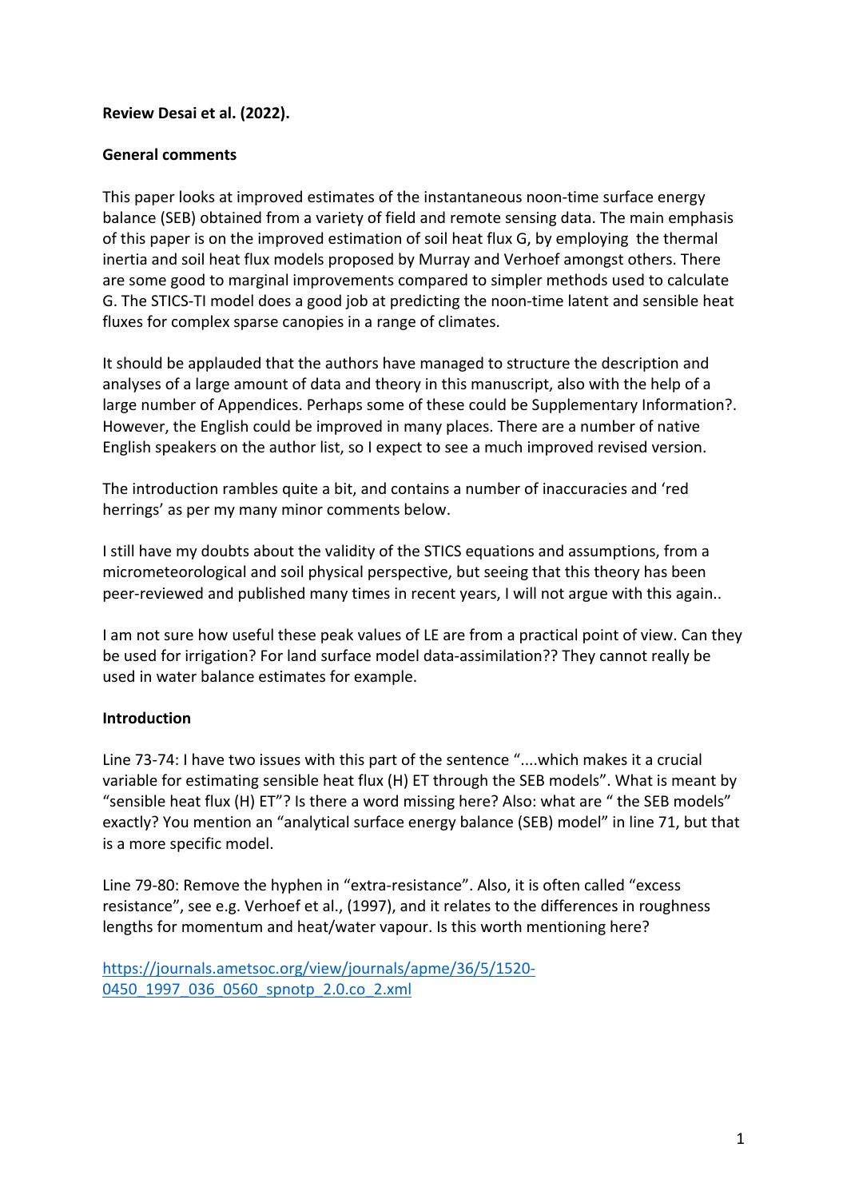**Review Desai et al. (2022).**

**General comments**

This paper looks at improved estimates of the instantaneous noon-time surface energy balance (SEB) obtained from a variety of field and remote sensing data. The main emphasis of this paper is on the improved estimation of soil heat flux G, by employing the thermal inertia and soil heat flux models proposed by Murray and Verhoef amongst others. There are some good to marginal improvements compared to simpler methods used to calculate G. The STICS-TI model does a good job at predicting the noon-time latent and sensible heat fluxes for complex sparse canopies in a range of climates.

It should be applauded that the authors have managed to structure the description and analyses of a large amount of data and theory in this manuscript, also with the help of a large number of Appendices. Perhaps some of these could be Supplementary Information?. However, the English could be improved in many places. There are a number of native English speakers on the author list, so I expect to see a much improved revised version.

The introduction rambles quite a bit, and contains a number of inaccuracies and 'red herrings' as per my many minor comments below.

I still have my doubts about the validity of the STICS equations and assumptions, from a micrometeorological and soil physical perspective, but seeing that this theory has been peer-reviewed and published many times in recent years, I will not argue with this again..

I am not sure how useful these peak values of LE are from a practical point of view. Can they be used for irrigation? For land surface model data-assimilation?? They cannot really be used in water balance estimates for example.

**Introduction**

Line 73-74: I have two issues with this part of the sentence "....which makes it a crucial variable for estimating sensible heat flux (H) ET through the SEB models". What is meant by "sensible heat flux (H) ET"? Is there a word missing here? Also: what are " the SEB models" exactly? You mention an "analytical surface energy balance (SEB) model" in line 71, but that is a more specific model.

Line 79-80: Remove the hyphen in "extra-resistance". Also, it is often called "excess resistance", see e.g. Verhoef et al., (1997), and it relates to the differences in roughness lengths for momentum and heat/water vapour. Is this worth mentioning here?

https://journals.ametsoc.org/view/journals/apme/36/5/1520-0450_1997_036_0560_spnotp_2.0.co_2.xml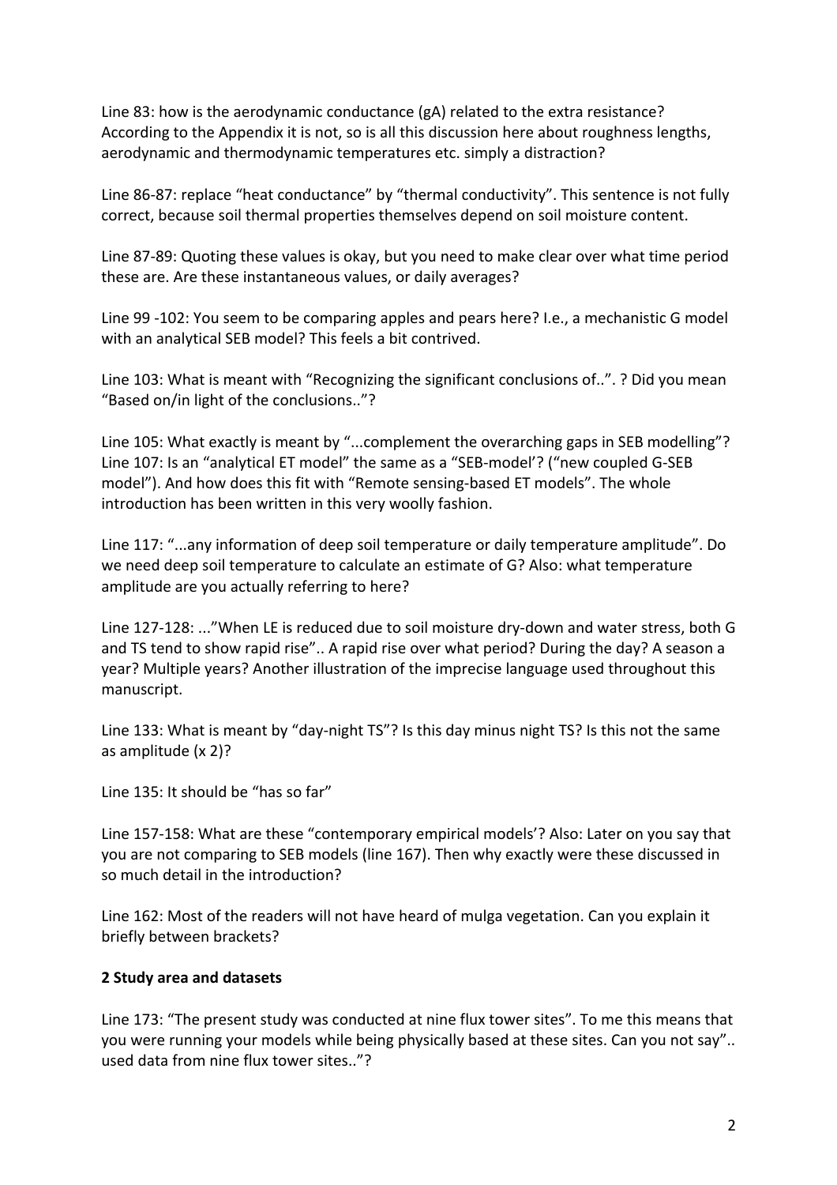Line 83: how is the aerodynamic conductance (gA) related to the extra resistance? According to the Appendix it is not, so is all this discussion here about roughness lengths, aerodynamic and thermodynamic temperatures etc. simply a distraction?

Line 86-87: replace "heat conductance" by "thermal conductivity". This sentence is not fully correct, because soil thermal properties themselves depend on soil moisture content.

Line 87-89: Quoting these values is okay, but you need to make clear over what time period these are. Are these instantaneous values, or daily averages?

Line 99 -102: You seem to be comparing apples and pears here? I.e., a mechanistic G model with an analytical SEB model? This feels a bit contrived.

Line 103: What is meant with "Recognizing the significant conclusions of..". ? Did you mean "Based on/in light of the conclusions.."?

Line 105: What exactly is meant by "...complement the overarching gaps in SEB modelling"? Line 107: Is an "analytical ET model" the same as a "SEB-model'? ("new coupled G-SEB model"). And how does this fit with "Remote sensing-based ET models". The whole introduction has been written in this very woolly fashion.

Line 117: "...any information of deep soil temperature or daily temperature amplitude". Do we need deep soil temperature to calculate an estimate of G? Also: what temperature amplitude are you actually referring to here?

Line 127-128: ..."When LE is reduced due to soil moisture dry-down and water stress, both G and TS tend to show rapid rise".. A rapid rise over what period? During the day? A season a year? Multiple years? Another illustration of the imprecise language used throughout this manuscript.

Line 133: What is meant by "day-night TS"? Is this day minus night TS? Is this not the same as amplitude (x 2)?

Line 135: It should be "has so far"

Line 157-158: What are these "contemporary empirical models'? Also: Later on you say that you are not comparing to SEB models (line 167). Then why exactly were these discussed in so much detail in the introduction?

Line 162: Most of the readers will not have heard of mulga vegetation. Can you explain it briefly between brackets?

**2 Study area and datasets**

Line 173: "The present study was conducted at nine flux tower sites". To me this means that you were running your models while being physically based at these sites. Can you not say".. used data from nine flux tower sites.."?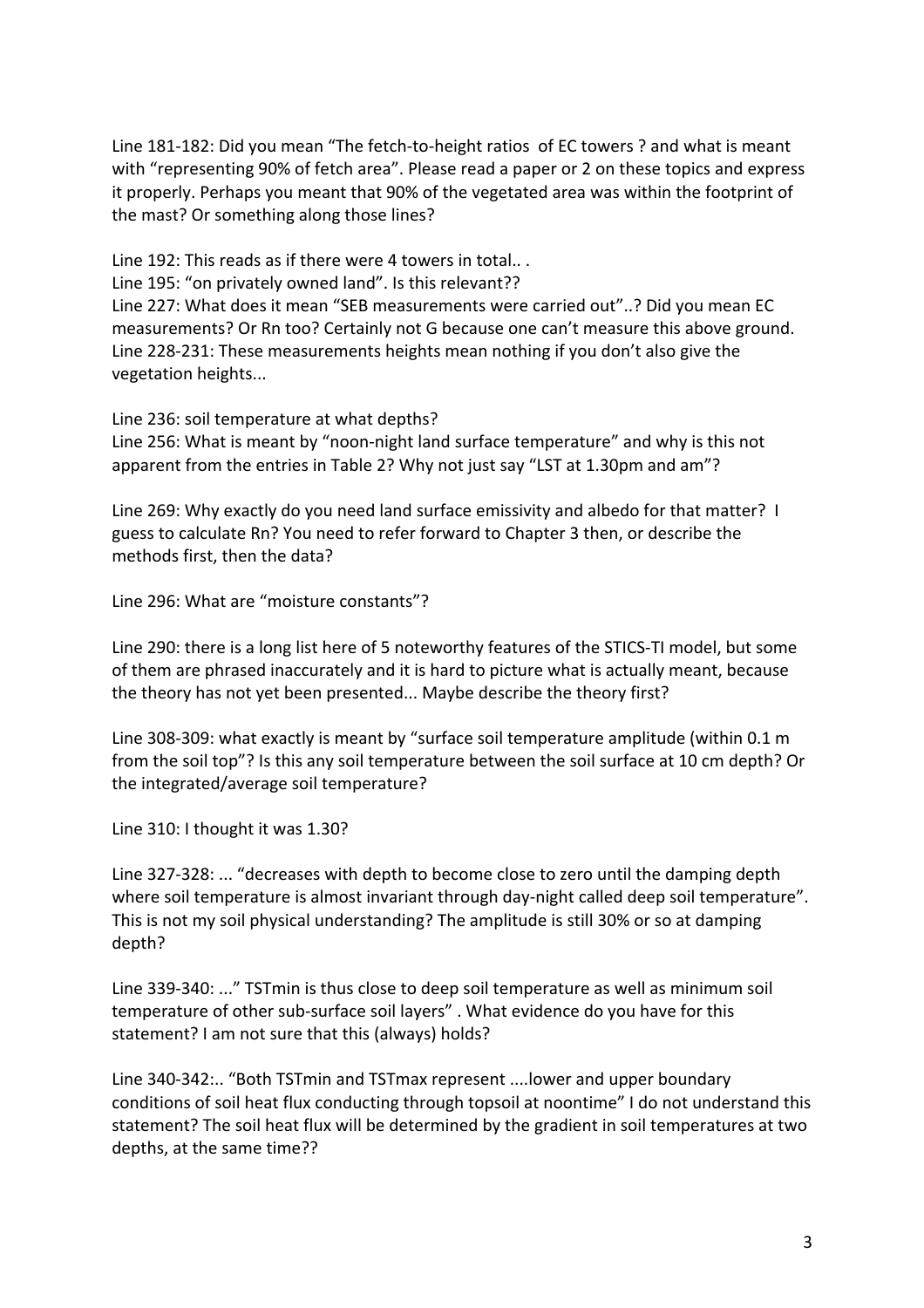Line 181-182: Did you mean "The fetch-to-height ratios of EC towers ? and what is meant with "representing 90% of fetch area". Please read a paper or 2 on these topics and express it properly. Perhaps you meant that 90% of the vegetated area was within the footprint of the mast? Or something along those lines?

Line 192: This reads as if there were 4 towers in total.. .
Line 195: "on privately owned land". Is this relevant??
Line 227: What does it mean "SEB measurements were carried out"..? Did you mean EC measurements? Or Rn too? Certainly not G because one can't measure this above ground.
Line 228-231: These measurements heights mean nothing if you don't also give the vegetation heights...

Line 236: soil temperature at what depths?
Line 256: What is meant by "noon-night land surface temperature" and why is this not apparent from the entries in Table 2? Why not just say "LST at 1.30pm and am"?

Line 269: Why exactly do you need land surface emissivity and albedo for that matter? I guess to calculate Rn? You need to refer forward to Chapter 3 then, or describe the methods first, then the data?

Line 296: What are "moisture constants"?

Line 290: there is a long list here of 5 noteworthy features of the STICS-TI model, but some of them are phrased inaccurately and it is hard to picture what is actually meant, because the theory has not yet been presented... Maybe describe the theory first?

Line 308-309: what exactly is meant by "surface soil temperature amplitude (within 0.1 m from the soil top"? Is this any soil temperature between the soil surface at 10 cm depth? Or the integrated/average soil temperature?

Line 310: I thought it was 1.30?

Line 327-328: ... "decreases with depth to become close to zero until the damping depth where soil temperature is almost invariant through day-night called deep soil temperature". This is not my soil physical understanding? The amplitude is still 30% or so at damping depth?

Line 339-340: ..." TSTmin is thus close to deep soil temperature as well as minimum soil temperature of other sub-surface soil layers" . What evidence do you have for this statement? I am not sure that this (always) holds?

Line 340-342:.. "Both TSTmin and TSTmax represent ....lower and upper boundary conditions of soil heat flux conducting through topsoil at noontime" I do not understand this statement? The soil heat flux will be determined by the gradient in soil temperatures at two depths, at the same time??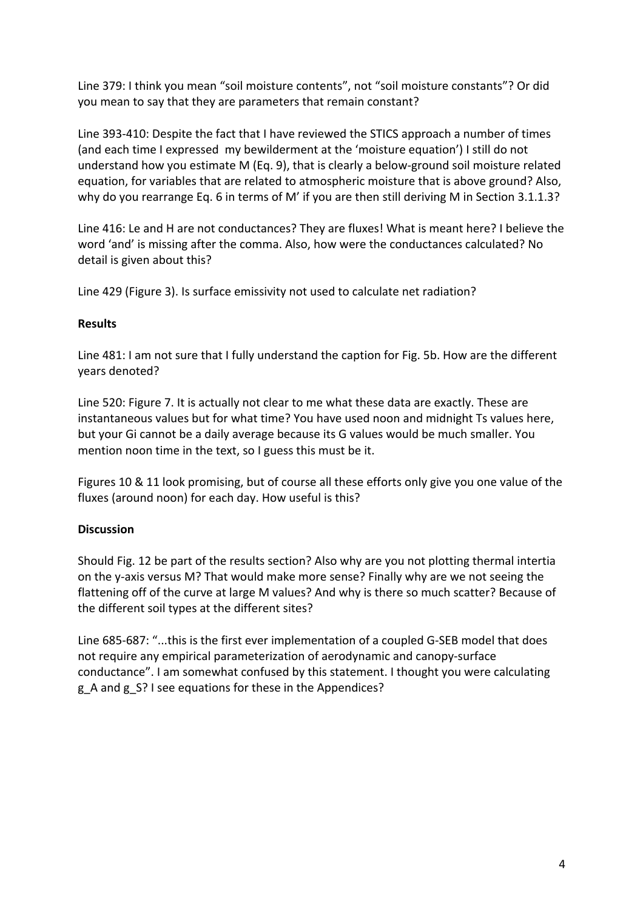Line 379: I think you mean "soil moisture contents", not "soil moisture constants"? Or did you mean to say that they are parameters that remain constant?

Line 393-410: Despite the fact that I have reviewed the STICS approach a number of times (and each time I expressed my bewilderment at the 'moisture equation') I still do not understand how you estimate M (Eq. 9), that is clearly a below-ground soil moisture related equation, for variables that are related to atmospheric moisture that is above ground? Also, why do you rearrange Eq. 6 in terms of M' if you are then still deriving M in Section 3.1.1.3?

Line 416: Le and H are not conductances? They are fluxes! What is meant here? I believe the word 'and' is missing after the comma. Also, how were the conductances calculated? No detail is given about this?

Line 429 (Figure 3). Is surface emissivity not used to calculate net radiation?

**Results**

Line 481: I am not sure that I fully understand the caption for Fig. 5b. How are the different years denoted?

Line 520: Figure 7. It is actually not clear to me what these data are exactly. These are instantaneous values but for what time? You have used noon and midnight Ts values here, but your Gi cannot be a daily average because its G values would be much smaller. You mention noon time in the text, so I guess this must be it.

Figures 10 & 11 look promising, but of course all these efforts only give you one value of the fluxes (around noon) for each day. How useful is this?

**Discussion**

Should Fig. 12 be part of the results section? Also why are you not plotting thermal intertia on the y-axis versus M? That would make more sense? Finally why are we not seeing the flattening off of the curve at large M values? And why is there so much scatter? Because of the different soil types at the different sites?

Line 685-687: "...this is the first ever implementation of a coupled G-SEB model that does not require any empirical parameterization of aerodynamic and canopy-surface conductance". I am somewhat confused by this statement. I thought you were calculating $g_A$ and $g_S$? I see equations for these in the Appendices?